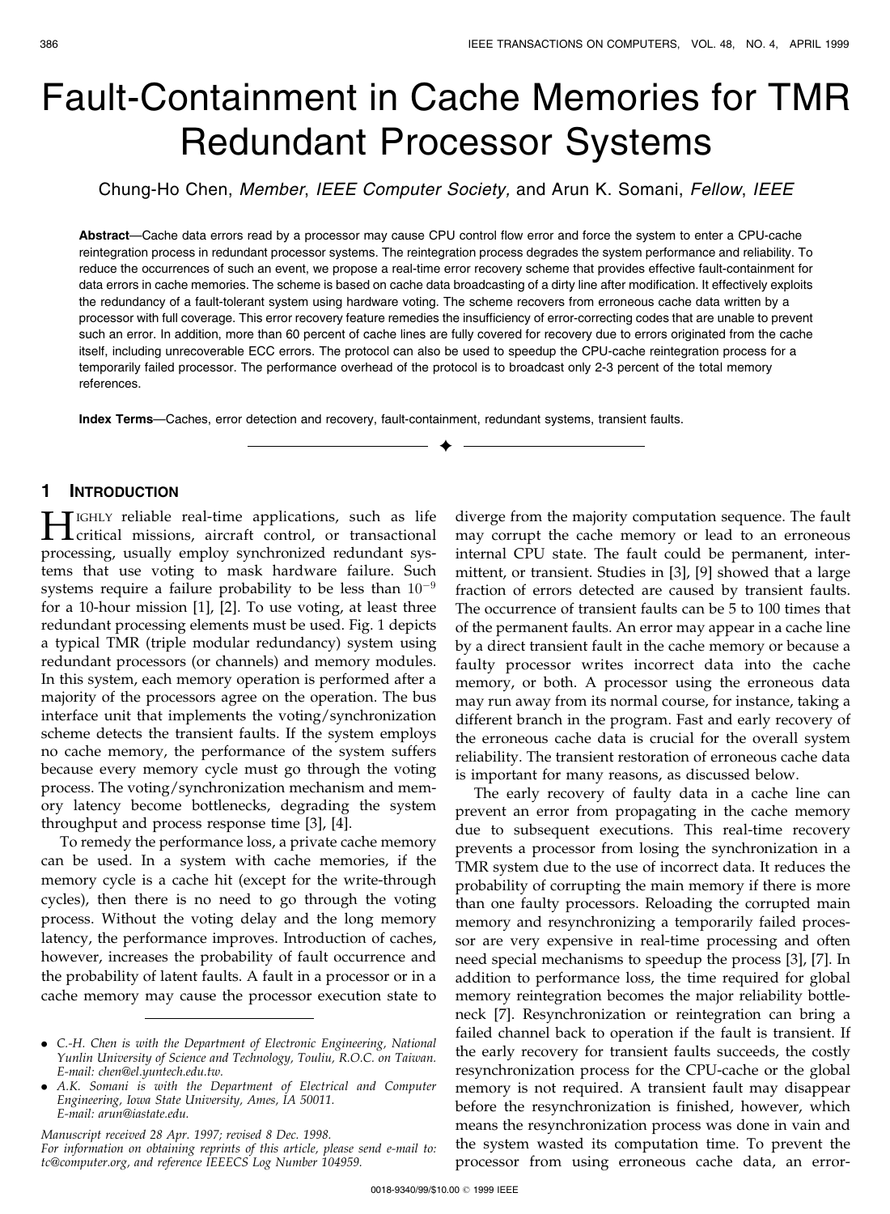# Fault-Containment in Cache Memories for TMR Redundant Processor Systems

Chung-Ho Chen, *Member*, *IEEE Computer Society*, and Arun K. Somani, *Fellow*, *IEEE*

**Abstract**—Cache data errors read by a processor may cause CPU control flow error and force the system to enter a CPU-cache reintegration process in redundant processor systems. The reintegration process degrades the system performance and reliability. To reduce the occurrences of such an event, we propose a real-time error recovery scheme that provides effective fault-containment for data errors in cache memories. The scheme is based on cache data broadcasting of a dirty line after modification. It effectively exploits the redundancy of a fault-tolerant system using hardware voting. The scheme recovers from erroneous cache data written by a processor with full coverage. This error recovery feature remedies the insufficiency of error-correcting codes that are unable to prevent such an error. In addition, more than 60 percent of cache lines are fully covered for recovery due to errors originated from the cache itself, including unrecoverable ECC errors. The protocol can also be used to speedup the CPU-cache reintegration process for a temporarily failed processor. The performance overhead of the protocol is to broadcast only 2-3 percent of the total memory references.

**Index Terms**—Caches, error detection and recovery, fault-containment, redundant systems, transient faults.

## 1 Introduction

Highly reliable real-time applications, such as life critical missions, aircraft control, or transactional processing, usually employ synchronized redundant systems that use voting to mask hardware failure. Such systems require a failure probability to be less than $10^{-9}$ for a 10-hour mission [1], [2]. To use voting, at least three redundant processing elements must be used. Fig. 1 depicts a typical TMR (triple modular redundancy) system using redundant processors (or channels) and memory modules. In this system, each memory operation is performed after a majority of the processors agree on the operation. The bus interface unit that implements the voting/synchronization scheme detects the transient faults. If the system employs no cache memory, the performance of the system suffers because every memory cycle must go through the voting process. The voting/synchronization mechanism and memory latency become bottlenecks, degrading the system throughput and process response time [3], [4].

To remedy the performance loss, a private cache memory can be used. In a system with cache memories, if the memory cycle is a cache hit (except for the write-through cycles), then there is no need to go through the voting process. Without the voting delay and the long memory latency, the performance improves. Introduction of caches, however, increases the probability of fault occurrence and the probability of latent faults. A fault in a processor or in a cache memory may cause the processor execution state to diverge from the majority computation sequence. The fault may corrupt the cache memory or lead to an erroneous internal CPU state. The fault could be permanent, intermittent, or transient. Studies in [3], [9] showed that a large fraction of errors detected are caused by transient faults. The occurrence of transient faults can be 5 to 100 times that of the permanent faults. An error may appear in a cache line by a direct transient fault in the cache memory or because a faulty processor writes incorrect data into the cache memory, or both. A processor using the erroneous data may run away from its normal course, for instance, taking a different branch in the program. Fast and early recovery of the erroneous cache data is crucial for the overall system reliability. The transient restoration of erroneous cache data is important for many reasons, as discussed below.

The early recovery of faulty data in a cache line can prevent an error from propagating in the cache memory due to subsequent executions. This real-time recovery prevents a processor from losing the synchronization in a TMR system due to the use of incorrect data. It reduces the probability of corrupting the main memory if there is more than one faulty processors. Reloading the corrupted main memory and resynchronizing a temporarily failed processor are very expensive in real-time processing and often need special mechanisms to speedup the process [3], [7]. In addition to performance loss, the time required for global memory reintegration becomes the major reliability bottleneck [7]. Resynchronization or reintegration can bring a failed channel back to operation if the fault is transient. If the early recovery for transient faults succeeds, the costly resynchronization process for the CPU-cache or the global memory is not required. A transient fault may disappear before the resynchronization is finished, however, which means the resynchronization process was done in vain and the system wasted its computation time. To prevent the processor from using erroneous cache data, an error-

- C.-H. Chen is with the Department of Electronic Engineering, National Yunlin University of Science and Technology, Touliu, R.O.C. on Taiwan. E-mail: chen@el.yuntech.edu.tw.
- A.K. Somani is with the Department of Electrical and Computer Engineering, Iowa State University, Ames, IA 50011. E-mail: arun@iastate.edu.

*Manuscript received 28 Apr. 1997; revised 8 Dec. 1998.*
*For information on obtaining reprints of this article, please send e-mail to: tc@computer.org, and reference IEEECS Log Number 104959.*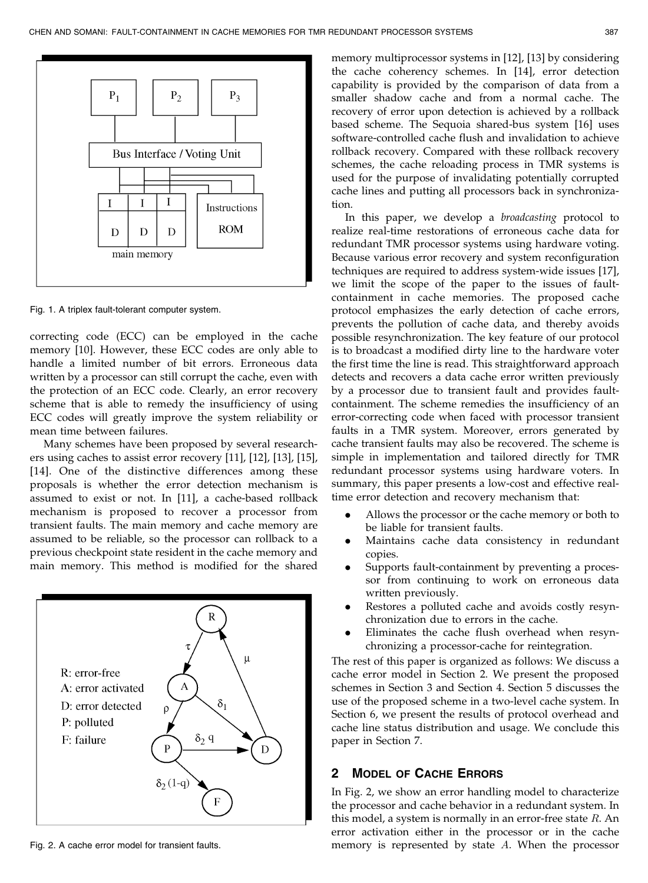Fig. 1. A triplex fault-tolerant computer system.

correcting code (ECC) can be employed in the cache memory [10]. However, these ECC codes are only able to handle a limited number of bit errors. Erroneous data written by a processor can still corrupt the cache, even with the protection of an ECC code. Clearly, an error recovery scheme that is able to remedy the insufficiency of using ECC codes will greatly improve the system reliability or mean time between failures.

Many schemes have been proposed by several researchers using caches to assist error recovery [11], [12], [13], [15], [14]. One of the distinctive differences among these proposals is whether the error detection mechanism is assumed to exist or not. In [11], a cache-based rollback mechanism is proposed to recover a processor from transient faults. The main memory and cache memory are assumed to be reliable, so the processor can rollback to a previous checkpoint state resident in the cache memory and main memory. This method is modified for the shared memory multiprocessor systems in [12], [13] by considering the cache coherency schemes. In [14], error detection capability is provided by the comparison of data from a smaller shadow cache and from a normal cache. The recovery of error upon detection is achieved by a rollback based scheme. The Sequoia shared-bus system [16] uses software-controlled cache flush and invalidation to achieve rollback recovery. Compared with these rollback recovery schemes, the cache reloading process in TMR systems is used for the purpose of invalidating potentially corrupted cache lines and putting all processors back in synchronization.

Fig. 2. A cache error model for transient faults.

In this paper, we develop a *broadcasting* protocol to realize real-time restorations of erroneous cache data for redundant TMR processor systems using hardware voting. Because various error recovery and system reconfiguration techniques are required to address system-wide issues [17], we limit the scope of the paper to the issues of fault-containment in cache memories. The proposed cache protocol emphasizes the early detection of cache errors, prevents the pollution of cache data, and thereby avoids possible resynchronization. The key feature of our protocol is to broadcast a modified dirty line to the hardware voter the first time the line is read. This straightforward approach detects and recovers a data cache error written previously by a processor due to transient fault and provides fault-containment. The scheme remedies the insufficiency of an error-correcting code when faced with processor transient faults in a TMR system. Moreover, errors generated by cache transient faults may also be recovered. The scheme is simple in implementation and tailored directly for TMR redundant processor systems using hardware voters. In summary, this paper presents a low-cost and effective real-time error detection and recovery mechanism that:

- Allows the processor or the cache memory or both to be liable for transient faults.
- Maintains cache data consistency in redundant copies.
- Supports fault-containment by preventing a processor from continuing to work on erroneous data written previously.
- Restores a polluted cache and avoids costly resynchronization due to errors in the cache.
- Eliminates the cache flush overhead when resynchronizing a processor-cache for reintegration.

The rest of this paper is organized as follows: We discuss a cache error model in Section 2. We present the proposed schemes in Section 3 and Section 4. Section 5 discusses the use of the proposed scheme in a two-level cache system. In Section 6, we present the results of protocol overhead and cache line status distribution and usage. We conclude this paper in Section 7.

## 2 Model of Cache Errors

In Fig. 2, we show an error handling model to characterize the processor and cache behavior in a redundant system. In this model, a system is normally in an error-free state $R$. An error activation either in the processor or in the cache memory is represented by state $A$. When the processor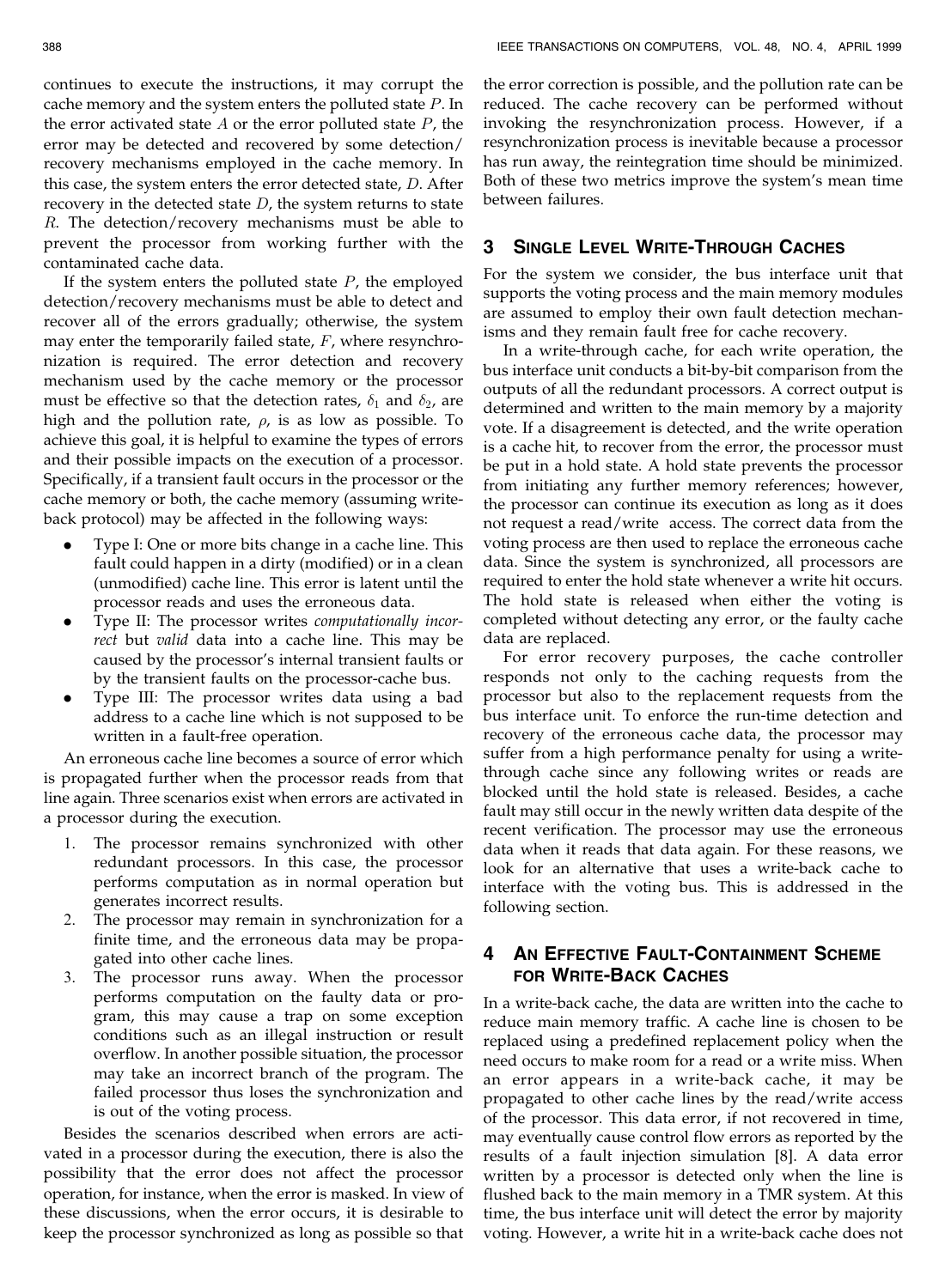continues to execute the instructions, it may corrupt the cache memory and the system enters the polluted state $P$. In the error activated state $A$ or the error polluted state $P$, the error may be detected and recovered by some detection/recovery mechanisms employed in the cache memory. In this case, the system enters the error detected state, $D$. After recovery in the detected state $D$, the system returns to state $R$. The detection/recovery mechanisms must be able to prevent the processor from working further with the contaminated cache data.

If the system enters the polluted state $P$, the employed detection/recovery mechanisms must be able to detect and recover all of the errors gradually; otherwise, the system may enter the temporarily failed state, $F$, where resynchronization is required. The error detection and recovery mechanism used by the cache memory or the processor must be effective so that the detection rates, $\delta_1$ and $\delta_2$, are high and the pollution rate, $\rho$, is as low as possible. To achieve this goal, it is helpful to examine the types of errors and their possible impacts on the execution of a processor. Specifically, if a transient fault occurs in the processor or the cache memory or both, the cache memory (assuming write-back protocol) may be affected in the following ways:

- Type I: One or more bits change in a cache line. This fault could happen in a dirty (modified) or in a clean (unmodified) cache line. This error is latent until the processor reads and uses the erroneous data.
- Type II: The processor writes *computationally incorrect* but *valid* data into a cache line. This may be caused by the processor's internal transient faults or by the transient faults on the processor-cache bus.
- Type III: The processor writes data using a bad address to a cache line which is not supposed to be written in a fault-free operation.

An erroneous cache line becomes a source of error which is propagated further when the processor reads from that line again. Three scenarios exist when errors are activated in a processor during the execution.

1. The processor remains synchronized with other redundant processors. In this case, the processor performs computation as in normal operation but generates incorrect results.
2. The processor may remain in synchronization for a finite time, and the erroneous data may be propagated into other cache lines.
3. The processor runs away. When the processor performs computation on the faulty data or program, this may cause a trap on some exception conditions such as an illegal instruction or result overflow. In another possible situation, the processor may take an incorrect branch of the program. The failed processor thus loses the synchronization and is out of the voting process.

Besides the scenarios described when errors are activated in a processor during the execution, there is also the possibility that the error does not affect the processor operation, for instance, when the error is masked. In view of these discussions, when the error occurs, it is desirable to keep the processor synchronized as long as possible so that the error correction is possible, and the pollution rate can be reduced. The cache recovery can be performed without invoking the resynchronization process. However, if a resynchronization process is inevitable because a processor has run away, the reintegration time should be minimized. Both of these two metrics improve the system's mean time between failures.

## 3 Single Level Write-Through Caches

For the system we consider, the bus interface unit that supports the voting process and the main memory modules are assumed to employ their own fault detection mechanisms and they remain fault free for cache recovery.

In a write-through cache, for each write operation, the bus interface unit conducts a bit-by-bit comparison from the outputs of all the redundant processors. A correct output is determined and written to the main memory by a majority vote. If a disagreement is detected, and the write operation is a cache hit, to recover from the error, the processor must be put in a hold state. A hold state prevents the processor from initiating any further memory references; however, the processor can continue its execution as long as it does not request a read/write access. The correct data from the voting process are then used to replace the erroneous cache data. Since the system is synchronized, all processors are required to enter the hold state whenever a write hit occurs. The hold state is released when either the voting is completed without detecting any error, or the faulty cache data are replaced.

For error recovery purposes, the cache controller responds not only to the caching requests from the processor but also to the replacement requests from the bus interface unit. To enforce the run-time detection and recovery of the erroneous cache data, the processor may suffer from a high performance penalty for using a write-through cache since any following writes or reads are blocked until the hold state is released. Besides, a cache fault may still occur in the newly written data despite of the recent verification. The processor may use the erroneous data when it reads that data again. For these reasons, we look for an alternative that uses a write-back cache to interface with the voting bus. This is addressed in the following section.

## 4 An Effective Fault-Containment Scheme for Write-Back Caches

In a write-back cache, the data are written into the cache to reduce main memory traffic. A cache line is chosen to be replaced using a predefined replacement policy when the need occurs to make room for a read or a write miss. When an error appears in a write-back cache, it may be propagated to other cache lines by the read/write access of the processor. This data error, if not recovered in time, may eventually cause control flow errors as reported by the results of a fault injection simulation [8]. A data error written by a processor is detected only when the line is flushed back to the main memory in a TMR system. At this time, the bus interface unit will detect the error by majority voting. However, a write hit in a write-back cache does not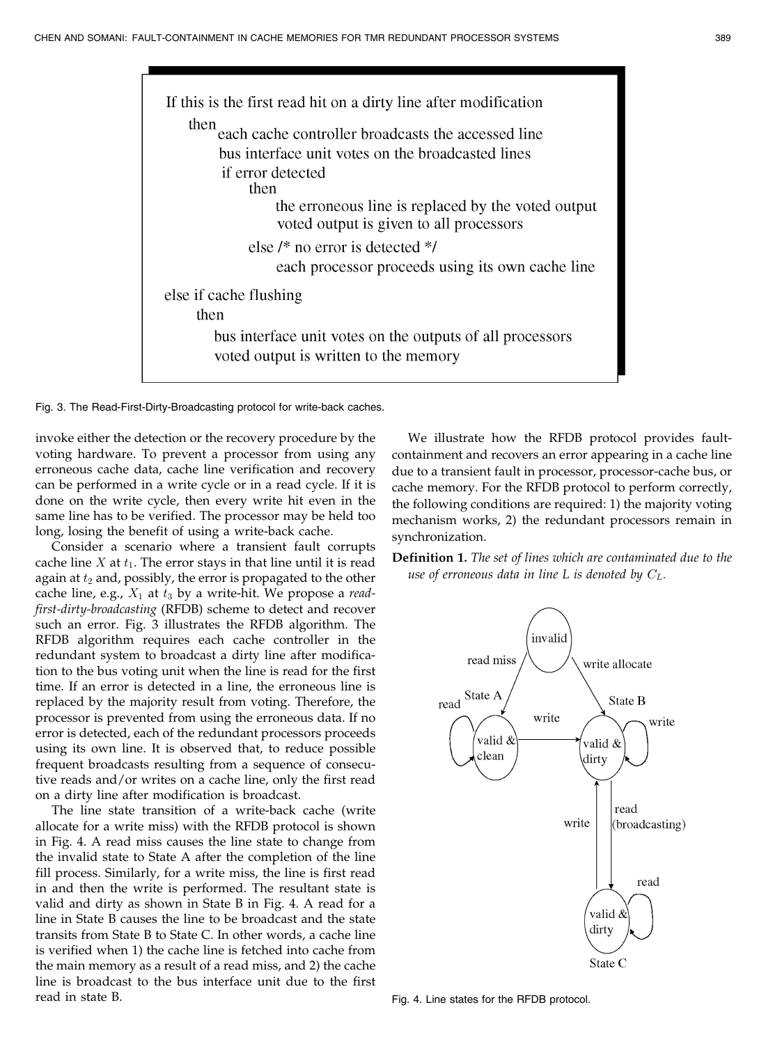```
If this is the first read hit on a dirty line after modification
    then each cache controller broadcasts the accessed line
         bus interface unit votes on the broadcasted lines
         if error detected
            then
                 the erroneous line is replaced by the voted output
                 voted output is given to all processors
            else /* no error is detected */
                 each processor proceeds using its own cache line
else if cache flushing
    then
         bus interface unit votes on the outputs of all processors
         voted output is written to the memory
```

Fig. 3. The Read-First-Dirty-Broadcasting protocol for write-back caches.

invoke either the detection or the recovery procedure by the voting hardware. To prevent a processor from using any erroneous cache data, cache line verification and recovery can be performed in a write cycle or in a read cycle. If it is done on the write cycle, then every write hit even in the same line has to be verified. The processor may be held too long, losing the benefit of using a write-back cache.

Consider a scenario where a transient fault corrupts cache line $X$ at $t_1$. The error stays in that line until it is read again at $t_2$ and, possibly, the error is propagated to the other cache line, e.g., $X_1$ at $t_3$ by a write-hit. We propose a *read-first-dirty-broadcasting* (RFDB) scheme to detect and recover such an error. Fig. 3 illustrates the RFDB algorithm. The RFDB algorithm requires each cache controller in the redundant system to broadcast a dirty line after modification to the bus voting unit when the line is read for the first time. If an error is detected in a line, the erroneous line is replaced by the majority result from voting. Therefore, the processor is prevented from using the erroneous data. If no error is detected, each of the redundant processors proceeds using its own line. It is observed that, to reduce possible frequent broadcasts resulting from a sequence of consecutive reads and/or writes on a cache line, only the first read on a dirty line after modification is broadcast.

The line state transition of a write-back cache (write allocate for a write miss) with the RFDB protocol is shown in Fig. 4. A read miss causes the line state to change from the invalid state to State A after the completion of the line fill process. Similarly, for a write miss, the line is first read in and then the write is performed. The resultant state is valid and dirty as shown in State B in Fig. 4. A read for a line in State B causes the line to be broadcast and the state transits from State B to State C. In other words, a cache line is verified when 1) the cache line is fetched into cache from the main memory as a result of a read miss, and 2) the cache line is broadcast to the bus interface unit due to the first read in state B.

We illustrate how the RFDB protocol provides fault-containment and recovers an error appearing in a cache line due to a transient fault in processor, processor-cache bus, or cache memory. For the RFDB protocol to perform correctly, the following conditions are required: 1) the majority voting mechanism works, 2) the redundant processors remain in synchronization.

**Definition 1.** *The set of lines which are contaminated due to the use of erroneous data in line L is denoted by* $C_L$.

Fig. 4. Line states for the RFDB protocol.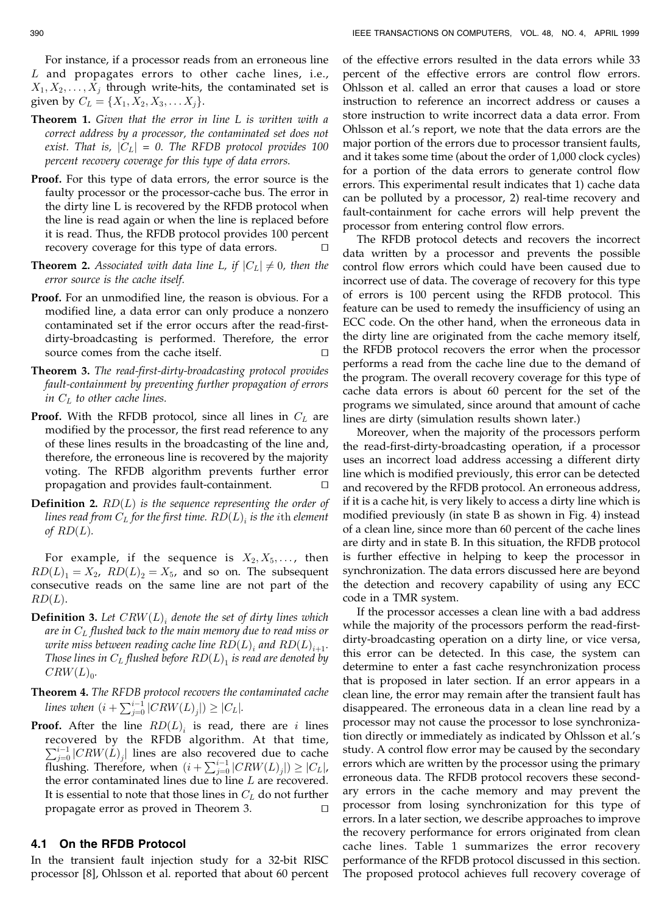For instance, if a processor reads from an erroneous line $L$ and propagates errors to other cache lines, i.e., $X_1, X_2, \ldots, X_j$ through write-hits, the contaminated set is given by $C_L = \{X_1, X_2, X_3, \ldots X_j\}$.

**Theorem 1.** *Given that the error in line L is written with a correct address by a processor, the contaminated set does not exist. That is, $|C_L| = 0$. The RFDB protocol provides 100 percent recovery coverage for this type of data errors.*

**Proof.** For this type of data errors, the error source is the faulty processor or the processor-cache bus. The error in the dirty line L is recovered by the RFDB protocol when the line is read again or when the line is replaced before it is read. Thus, the RFDB protocol provides 100 percent recovery coverage for this type of data errors. □

**Theorem 2.** *Associated with data line L, if $|C_L| \neq 0$, then the error source is the cache itself.*

**Proof.** For an unmodified line, the reason is obvious. For a modified line, a data error can only produce a nonzero contaminated set if the error occurs after the read-first-dirty-broadcasting is performed. Therefore, the error source comes from the cache itself. □

**Theorem 3.** *The read-first-dirty-broadcasting protocol provides fault-containment by preventing further propagation of errors in $C_L$ to other cache lines.*

**Proof.** With the RFDB protocol, since all lines in $C_L$ are modified by the processor, the first read reference to any of these lines results in the broadcasting of the line and, therefore, the erroneous line is recovered by the majority voting. The RFDB algorithm prevents further error propagation and provides fault-containment. □

**Definition 2.** *$RD(L)$ is the sequence representing the order of lines read from $C_L$ for the first time. $RD(L)_i$ is the $i$th element of $RD(L)$.*

For example, if the sequence is $X_2, X_5, \ldots,$ then $RD(L)_1 = X_2$, $RD(L)_2 = X_5$, and so on. The subsequent consecutive reads on the same line are not part of the $RD(L)$.

**Definition 3.** *Let $CRW(L)_i$ denote the set of dirty lines which are in $C_L$ flushed back to the main memory due to read miss or write miss between reading cache line $RD(L)_i$ and $RD(L)_{i+1}$. Those lines in $C_L$ flushed before $RD(L)_1$ is read are denoted by $CRW(L)_0$.*

**Theorem 4.** *The RFDB protocol recovers the contaminated cache lines when $(i + \sum_{j=0}^{i-1} |CRW(L)_j|) \geq |C_L|$.*

**Proof.** After the line $RD(L)_i$ is read, there are $i$ lines recovered by the RFDB algorithm. At that time, $\sum_{j=0}^{i-1} |CRW(L)_j|$ lines are also recovered due to cache flushing. Therefore, when $(i + \sum_{j=0}^{i-1} |CRW(L)_j|) \geq |C_L|$, the error contaminated lines due to line $L$ are recovered. It is essential to note that those lines in $C_L$ do not further propagate error as proved in Theorem 3. □

### 4.1 On the RFDB Protocol

In the transient fault injection study for a 32-bit RISC processor [8], Ohlsson et al. reported that about 60 percent of the effective errors resulted in the data errors while 33 percent of the effective errors are control flow errors. Ohlsson et al. called an error that causes a load or store instruction to reference an incorrect address or causes a store instruction to write incorrect data a data error. From Ohlsson et al.'s report, we note that the data errors are the major portion of the errors due to processor transient faults, and it takes some time (about the order of 1,000 clock cycles) for a portion of the data errors to generate control flow errors. This experimental result indicates that 1) cache data can be polluted by a processor, 2) real-time recovery and fault-containment for cache errors will help prevent the processor from entering control flow errors.

The RFDB protocol detects and recovers the incorrect data written by a processor and prevents the possible control flow errors which could have been caused due to incorrect use of data. The coverage of recovery for this type of errors is 100 percent using the RFDB protocol. This feature can be used to remedy the insufficiency of using an ECC code. On the other hand, when the erroneous data in the dirty line are originated from the cache memory itself, the RFDB protocol recovers the error when the processor performs a read from the cache line due to the demand of the program. The overall recovery coverage for this type of cache data errors is about 60 percent for the set of the programs we simulated, since around that amount of cache lines are dirty (simulation results shown later.)

Moreover, when the majority of the processors perform the read-first-dirty-broadcasting operation, if a processor uses an incorrect load address accessing a different dirty line which is modified previously, this error can be detected and recovered by the RFDB protocol. An erroneous address, if it is a cache hit, is very likely to access a dirty line which is modified previously (in state B as shown in Fig. 4) instead of a clean line, since more than 60 percent of the cache lines are dirty and in state B. In this situation, the RFDB protocol is further effective in helping to keep the processor in synchronization. The data errors discussed here are beyond the detection and recovery capability of using any ECC code in a TMR system.

If the processor accesses a clean line with a bad address while the majority of the processors perform the read-first-dirty-broadcasting operation on a dirty line, or vice versa, this error can be detected. In this case, the system can determine to enter a fast cache resynchronization process that is proposed in later section. If an error appears in a clean line, the error may remain after the transient fault has disappeared. The erroneous data in a clean line read by a processor may not cause the processor to lose synchronization directly or immediately as indicated by Ohlsson et al.'s study. A control flow error may be caused by the secondary errors which are written by the processor using the primary erroneous data. The RFDB protocol recovers these secondary errors in the cache memory and may prevent the processor from losing synchronization for this type of errors. In a later section, we describe approaches to improve the recovery performance for errors originated from clean cache lines. Table 1 summarizes the error recovery performance of the RFDB protocol discussed in this section. The proposed protocol achieves full recovery coverage of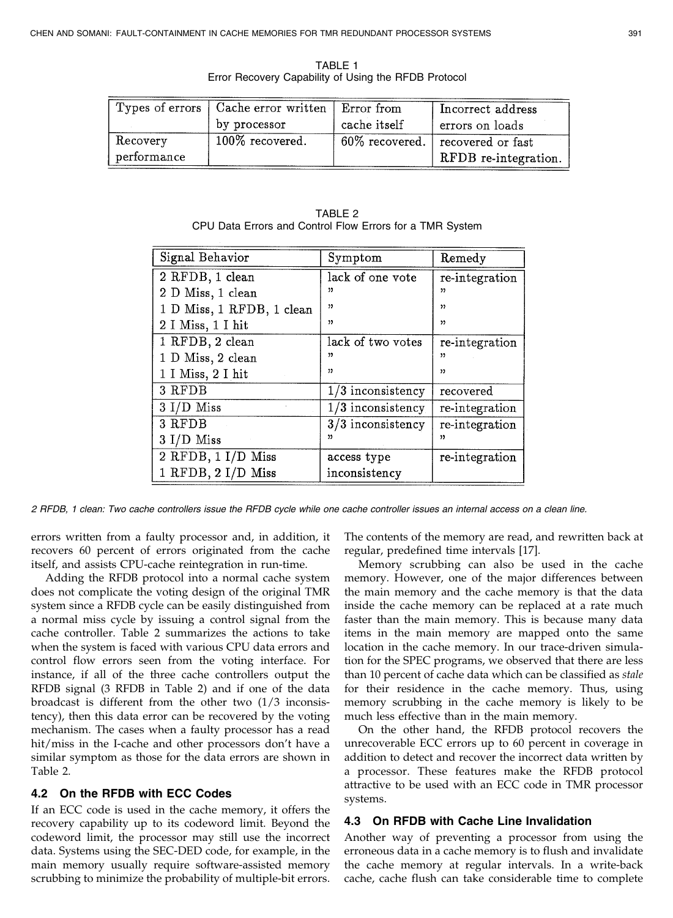TABLE 1
Error Recovery Capability of Using the RFDB Protocol

| Types of errors | Cache error written by processor | Error from cache itself | Incorrect address errors on loads |
|---|---|---|---|
| Recovery performance | 100% recovered. | 60% recovered. | recovered or fast RFDB re-integration. |

TABLE 2
CPU Data Errors and Control Flow Errors for a TMR System

| Signal Behavior | Symptom | Remedy |
|---|---|---|
| 2 RFDB, 1 clean | lack of one vote | re-integration |
| 2 D Miss, 1 clean | " | " |
| 1 D Miss, 1 RFDB, 1 clean | " | " |
| 2 I Miss, 1 I hit | " | " |
| 1 RFDB, 2 clean | lack of two votes | re-integration |
| 1 D Miss, 2 clean | " | " |
| 1 I Miss, 2 I hit | " | " |
| 3 RFDB | 1/3 inconsistency | recovered |
| 3 I/D Miss | 1/3 inconsistency | re-integration |
| 3 RFDB | 3/3 inconsistency | re-integration |
| 3 I/D Miss | " | " |
| 2 RFDB, 1 I/D Miss<br>1 RFDB, 2 I/D Miss | access type inconsistency | re-integration |

*2 RFDB, 1 clean: Two cache controllers issue the RFDB cycle while one cache controller issues an internal access on a clean line.*

errors written from a faulty processor and, in addition, it recovers 60 percent of errors originated from the cache itself, and assists CPU-cache reintegration in run-time.

Adding the RFDB protocol into a normal cache system does not complicate the voting design of the original TMR system since a RFDB cycle can be easily distinguished from a normal miss cycle by issuing a control signal from the cache controller. Table 2 summarizes the actions to take when the system is faced with various CPU data errors and control flow errors seen from the voting interface. For instance, if all of the three cache controllers output the RFDB signal (3 RFDB in Table 2) and if one of the data broadcast is different from the other two (1/3 inconsistency), then this data error can be recovered by the voting mechanism. The cases when a faulty processor has a read hit/miss in the I-cache and other processors don't have a similar symptom as those for the data errors are shown in Table 2.

### 4.2 On the RFDB with ECC Codes

If an ECC code is used in the cache memory, it offers the recovery capability up to its codeword limit. Beyond the codeword limit, the processor may still use the incorrect data. Systems using the SEC-DED code, for example, in the main memory usually require software-assisted memory scrubbing to minimize the probability of multiple-bit errors. The contents of the memory are read, and rewritten back at regular, predefined time intervals [17].

Memory scrubbing can also be used in the cache memory. However, one of the major differences between the main memory and the cache memory is that the data inside the cache memory can be replaced at a rate much faster than the main memory. This is because many data items in the main memory are mapped onto the same location in the cache memory. In our trace-driven simulation for the SPEC programs, we observed that there are less than 10 percent of cache data which can be classified as *stale* for their residence in the cache memory. Thus, using memory scrubbing in the cache memory is likely to be much less effective than in the main memory.

On the other hand, the RFDB protocol recovers the unrecoverable ECC errors up to 60 percent in coverage in addition to detect and recover the incorrect data written by a processor. These features make the RFDB protocol attractive to be used with an ECC code in TMR processor systems.

### 4.3 On RFDB with Cache Line Invalidation

Another way of preventing a processor from using the erroneous data in a cache memory is to flush and invalidate the cache memory at regular intervals. In a write-back cache, cache flush can take considerable time to complete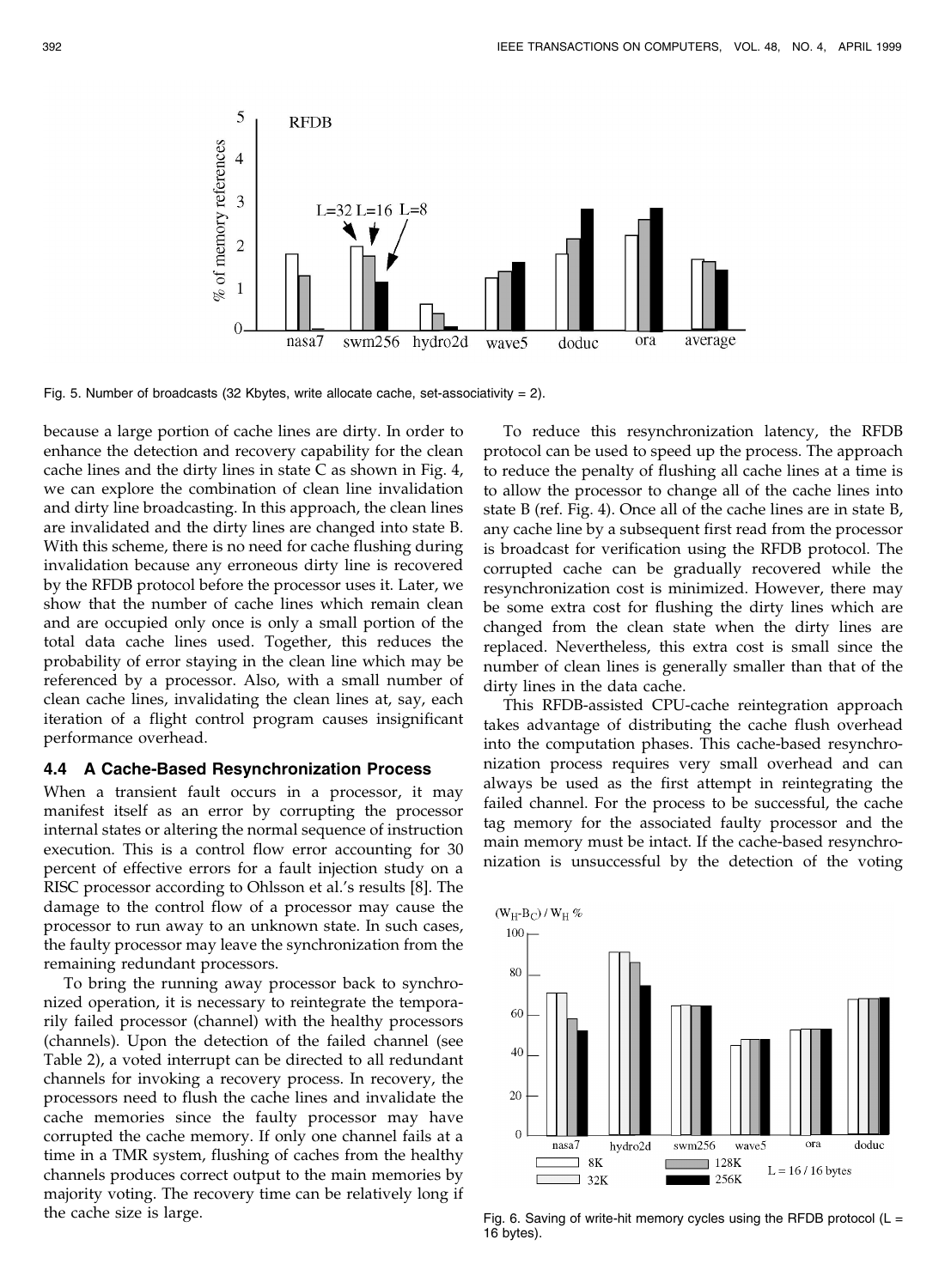RFDB

% of memory references

5
4
3
2
1
0

L=32 L=16 L=8

nasa7 swm256 hydro2d wave5 doduc ora average

Fig. 5. Number of broadcasts (32 Kbytes, write allocate cache, set-associativity = 2).

because a large portion of cache lines are dirty. In order to enhance the detection and recovery capability for the clean cache lines and the dirty lines in state C as shown in Fig. 4, we can explore the combination of clean line invalidation and dirty line broadcasting. In this approach, the clean lines are invalidated and the dirty lines are changed into state B. With this scheme, there is no need for cache flushing during invalidation because any erroneous dirty line is recovered by the RFDB protocol before the processor uses it. Later, we show that the number of cache lines which remain clean and are occupied only once is only a small portion of the total data cache lines used. Together, this reduces the probability of error staying in the clean line which may be referenced by a processor. Also, with a small number of clean cache lines, invalidating the clean lines at, say, each iteration of a flight control program causes insignificant performance overhead.

### 4.4 A Cache-Based Resynchronization Process

When a transient fault occurs in a processor, it may manifest itself as an error by corrupting the processor internal states or altering the normal sequence of instruction execution. This is a control flow error accounting for 30 percent of effective errors for a fault injection study on a RISC processor according to Ohlsson et al.'s results [8]. The damage to the control flow of a processor may cause the processor to run away to an unknown state. In such cases, the faulty processor may leave the synchronization from the remaining redundant processors.

To bring the running away processor back to synchronized operation, it is necessary to reintegrate the temporarily failed processor (channel) with the healthy processors (channels). Upon the detection of the failed channel (see Table 2), a voted interrupt can be directed to all redundant channels for invoking a recovery process. In recovery, the processors need to flush the cache lines and invalidate the cache memories since the faulty processor may have corrupted the cache memory. If only one channel fails at a time in a TMR system, flushing of caches from the healthy channels produces correct output to the main memories by majority voting. The recovery time can be relatively long if the cache size is large.

To reduce this resynchronization latency, the RFDB protocol can be used to speed up the process. The approach to reduce the penalty of flushing all cache lines at a time is to allow the processor to change all of the cache lines into state B (ref. Fig. 4). Once all of the cache lines are in state B, any cache line by a subsequent first read from the processor is broadcast for verification using the RFDB protocol. The corrupted cache can be gradually recovered while the resynchronization cost is minimized. However, there may be some extra cost for flushing the dirty lines which are changed from the clean state when the dirty lines are replaced. Nevertheless, this extra cost is small since the number of clean lines is generally smaller than that of the dirty lines in the data cache.

This RFDB-assisted CPU-cache reintegration approach takes advantage of distributing the cache flush overhead into the computation phases. This cache-based resynchronization process requires very small overhead and can always be used as the first attempt in reintegrating the failed channel. For the process to be successful, the cache tag memory for the associated faulty processor and the main memory must be intact. If the cache-based resynchronization is unsuccessful by the detection of the voting

$(W_H - B_C) / W_H$ %

100
80
60
40
20
0

nasa7 hydro2d swm256 wave5 ora doduc

8K
32K
128K
256K

L = 16 / 16 bytes

Fig. 6. Saving of write-hit memory cycles using the RFDB protocol (L = 16 bytes).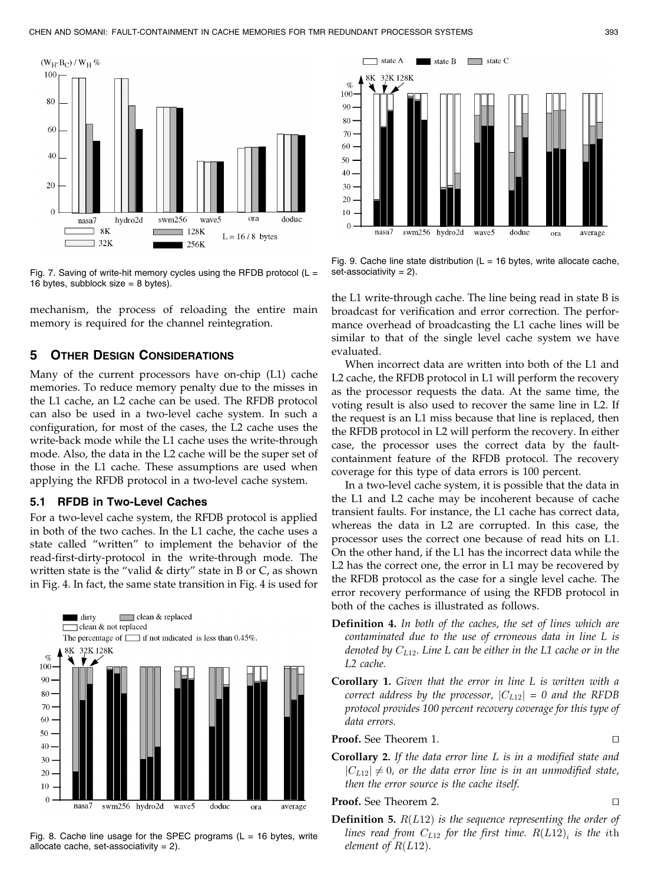Fig. 7. Saving of write-hit memory cycles using the RFDB protocol (L = 16 bytes, subblock size = 8 bytes).

Fig. 9. Cache line state distribution (L = 16 bytes, write allocate cache, set-associativity = 2).

mechanism, the process of reloading the entire main memory is required for the channel reintegration.

## 5 Other Design Considerations

Many of the current processors have on-chip (L1) cache memories. To reduce memory penalty due to the misses in the L1 cache, an L2 cache can be used. The RFDB protocol can also be used in a two-level cache system. In such a configuration, for most of the cases, the L2 cache uses the write-back mode while the L1 cache uses the write-through mode. Also, the data in the L2 cache will be the super set of those in the L1 cache. These assumptions are used when applying the RFDB protocol in a two-level cache system.

### 5.1 RFDB in Two-Level Caches

For a two-level cache system, the RFDB protocol is applied in both of the two caches. In the L1 cache, the cache uses a state called "written" to implement the behavior of the read-first-dirty-protocol in the write-through mode. The written state is the "valid & dirty" state in B or C, as shown in Fig. 4. In fact, the same state transition in Fig. 4 is used for the L1 write-through cache. The line being read in state B is broadcast for verification and error correction. The performance overhead of broadcasting the L1 cache lines will be similar to that of the single level cache system we have evaluated.

Fig. 8. Cache line usage for the SPEC programs (L = 16 bytes, write allocate cache, set-associativity = 2).

When incorrect data are written into both of the L1 and L2 cache, the RFDB protocol in L1 will perform the recovery as the processor requests the data. At the same time, the voting result is also used to recover the same line in L2. If the request is an L1 miss because that line is replaced, then the RFDB protocol in L2 will perform the recovery. In either case, the processor uses the correct data by the fault-containment feature of the RFDB protocol. The recovery coverage for this type of data errors is 100 percent.

In a two-level cache system, it is possible that the data in the L1 and L2 cache may be incoherent because of cache transient faults. For instance, the L1 cache has correct data, whereas the data in L2 are corrupted. In this case, the processor uses the correct one because of read hits on L1. On the other hand, if the L1 has the incorrect data while the L2 has the correct one, the error in L1 may be recovered by the RFDB protocol as the case for a single level cache. The error recovery performance of using the RFDB protocol in both of the caches is illustrated as follows.

**Definition 4.** *In both of the caches, the set of lines which are contaminated due to the use of erroneous data in line L is denoted by $C_{L12}$. Line L can be either in the L1 cache or in the L2 cache.*

**Corollary 1.** *Given that the error in line L is written with a correct address by the processor, $|C_{L12}| = 0$ and the RFDB protocol provides 100 percent recovery coverage for this type of data errors.*

**Proof.** See Theorem 1. □

**Corollary 2.** *If the data error line L is in a modified state and $|C_{L12}| \neq 0$, or the data error line is in an unmodified state, then the error source is the cache itself.*

**Proof.** See Theorem 2. □

**Definition 5.** *$R(L12)$ is the sequence representing the order of lines read from $C_{L12}$ for the first time. $R(L12)_i$ is the $i$th element of $R(L12)$.*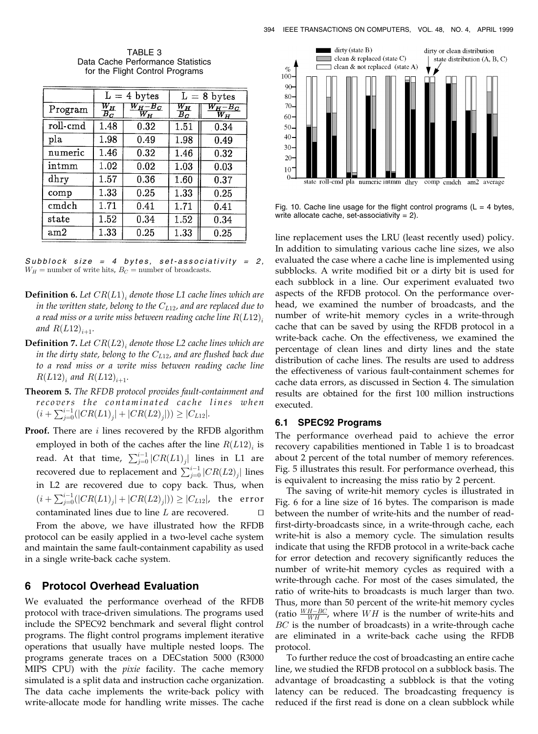TABLE 3
Data Cache Performance Statistics for the Flight Control Programs

| Program | L = 4 bytes | | L = 8 bytes | |
|---|---|---|---|---|
| | $\frac{W_H}{B_C}$ | $\frac{W_H-B_C}{W_H}$ | $\frac{W_H}{B_C}$ | $\frac{W_H-B_C}{W_H}$ |
| roll-cmd | 1.48 | 0.32 | 1.51 | 0.34 |
| pla | 1.98 | 0.49 | 1.98 | 0.49 |
| numeric | 1.46 | 0.32 | 1.46 | 0.32 |
| intmm | 1.02 | 0.02 | 1.03 | 0.03 |
| dhry | 1.57 | 0.36 | 1.60 | 0.37 |
| comp | 1.33 | 0.25 | 1.33 | 0.25 |
| cmdch | 1.71 | 0.41 | 1.71 | 0.41 |
| state | 1.52 | 0.34 | 1.52 | 0.34 |
| am2 | 1.33 | 0.25 | 1.33 | 0.25 |

*Subblock size = 4 bytes, set-associativity = 2*, $W_H$ = number of write hits, $B_C$ = number of broadcasts.

**Definition 6.** *Let $CR(L1)_i$ denote those L1 cache lines which are in the written state, belong to the $C_{L12}$, and are replaced due to a read miss or a write miss between reading cache line $R(L12)_i$ and $R(L12)_{i+1}$.*

**Definition 7.** *Let $CR(L2)_i$ denote those L2 cache lines which are in the dirty state, belong to the $C_{L12}$, and are flushed back due to a read miss or a write miss between reading cache line $R(L12)_i$ and $R(L12)_{i+1}$.*

**Theorem 5.** *The RFDB protocol provides fault-containment and recovers the contaminated cache lines when $(i + \sum_{j=0}^{i-1}(|CR(L1)_j| + |CR(L2)_j|)) \geq |C_{L12}|$.*

**Proof.** There are $i$ lines recovered by the RFDB algorithm employed in both of the caches after the line $R(L12)_i$ is read. At that time, $\sum_{j=0}^{i-1}|CR(L1)_j|$ lines in L1 are recovered due to replacement and $\sum_{j=0}^{i-1}|CR(L2)_j|$ lines in L2 are recovered due to copy back. Thus, when $(i + \sum_{j=0}^{i-1}(|CR(L1)_j| + |CR(L2)_j|)) \geq |C_{L12}|$, the error contaminated lines due to line $L$ are recovered. □

From the above, we have illustrated how the RFDB protocol can be easily applied in a two-level cache system and maintain the same fault-containment capability as used in a single write-back cache system.

## 6 Protocol Overhead Evaluation

We evaluated the performance overhead of the RFDB protocol with trace-driven simulations. The programs used include the SPEC92 benchmark and several flight control programs. The flight control programs implement iterative operations that usually have multiple nested loops. The programs generate traces on a DECstation 5000 (R3000 MIPS CPU) with the *pixie* facility. The cache memory simulated is a split data and instruction cache organization. The data cache implements the write-back policy with write-allocate mode for handling write misses. The cache line replacement uses the LRU (least recently used) policy. In addition to simulating various cache line sizes, we also evaluated the case where a cache line is implemented using subblocks. A write modified bit or a dirty bit is used for each subblock in a line. Our experiment evaluated two aspects of the RFDB protocol. On the performance overhead, we examined the number of broadcasts, and the number of write-hit memory cycles in a write-through cache that can be saved by using the RFDB protocol in a write-back cache. On the effectiveness, we examined the percentage of clean lines and dirty lines and the state distribution of cache lines. The results are used to address the effectiveness of various fault-containment schemes for cache data errors, as discussed in Section 4. The simulation results are obtained for the first 100 million instructions executed.

Fig. 10. Cache line usage for the flight control programs (L = 4 bytes, write allocate cache, set-associativity = 2).

### 6.1 SPEC92 Programs

The performance overhead paid to achieve the error recovery capabilities mentioned in Table 1 is to broadcast about 2 percent of the total number of memory references. Fig. 5 illustrates this result. For performance overhead, this is equivalent to increasing the miss ratio by 2 percent.

The saving of write-hit memory cycles is illustrated in Fig. 6 for a line size of 16 bytes. The comparison is made between the number of write-hits and the number of read-first-dirty-broadcasts since, in a write-through cache, each write-hit is also a memory cycle. The simulation results indicate that using the RFDB protocol in a write-back cache for error detection and recovery significantly reduces the number of write-hit memory cycles as required with a write-through cache. For most of the cases simulated, the ratio of write-hits to broadcasts is much larger than two. Thus, more than 50 percent of the write-hit memory cycles (ratio $\frac{WH-BC}{WH}$, where $WH$ is the number of write-hits and $BC$ is the number of broadcasts) in a write-through cache are eliminated in a write-back cache using the RFDB protocol.

To further reduce the cost of broadcasting an entire cache line, we studied the RFDB protocol on a subblock basis. The advantage of broadcasting a subblock is that the voting latency can be reduced. The broadcasting frequency is reduced if the first read is done on a clean subblock while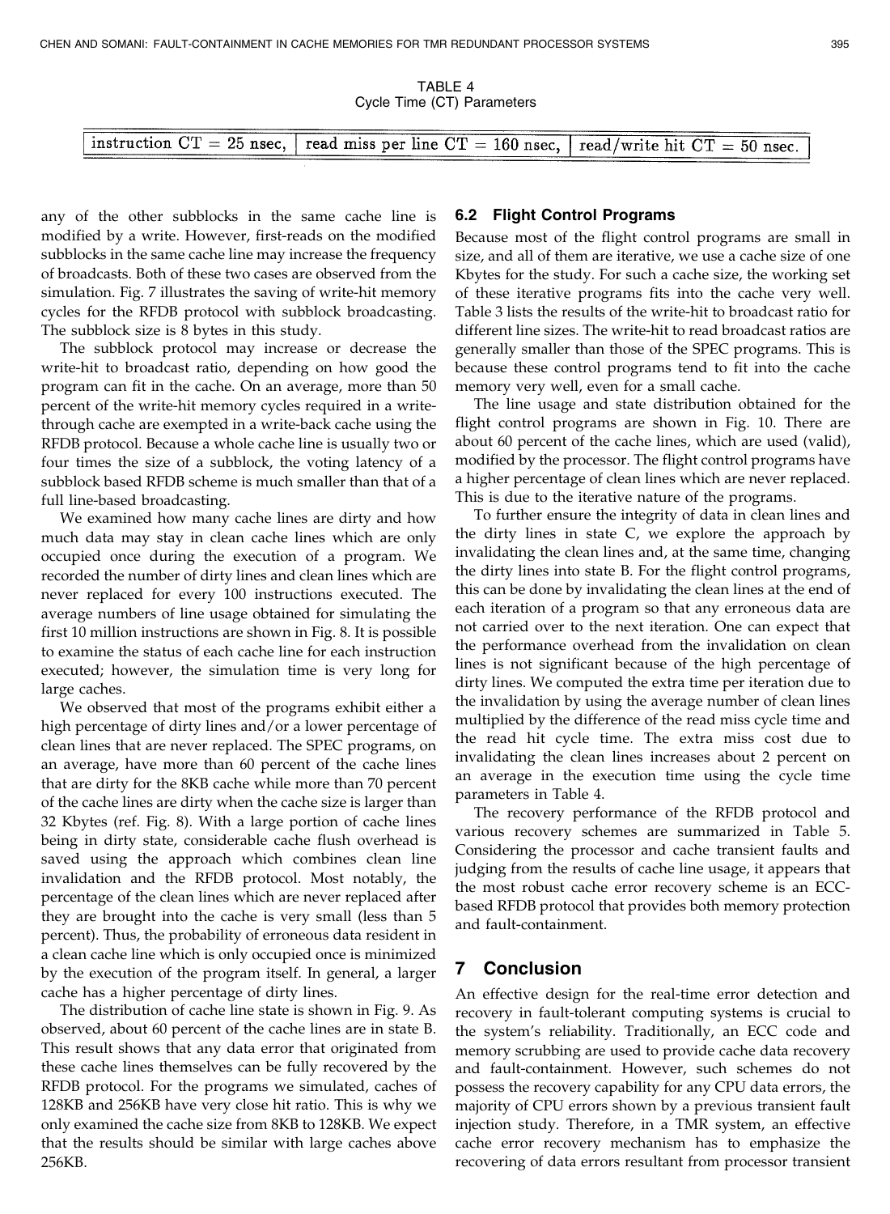TABLE 4
Cycle Time (CT) Parameters

| | | |
|---|---|---|
| instruction CT = 25 nsec, | read miss per line CT = 160 nsec, | read/write hit CT = 50 nsec. |

any of the other subblocks in the same cache line is modified by a write. However, first-reads on the modified subblocks in the same cache line may increase the frequency of broadcasts. Both of these two cases are observed from the simulation. Fig. 7 illustrates the saving of write-hit memory cycles for the RFDB protocol with subblock broadcasting. The subblock size is 8 bytes in this study.

The subblock protocol may increase or decrease the write-hit to broadcast ratio, depending on how good the program can fit in the cache. On an average, more than 50 percent of the write-hit memory cycles required in a write-through cache are exempted in a write-back cache using the RFDB protocol. Because a whole cache line is usually two or four times the size of a subblock, the voting latency of a subblock based RFDB scheme is much smaller than that of a full line-based broadcasting.

We examined how many cache lines are dirty and how much data may stay in clean cache lines which are only occupied once during the execution of a program. We recorded the number of dirty lines and clean lines which are never replaced for every 100 instructions executed. The average numbers of line usage obtained for simulating the first 10 million instructions are shown in Fig. 8. It is possible to examine the status of each cache line for each instruction executed; however, the simulation time is very long for large caches.

We observed that most of the programs exhibit either a high percentage of dirty lines and/or a lower percentage of clean lines that are never replaced. The SPEC programs, on an average, have more than 60 percent of the cache lines that are dirty for the 8KB cache while more than 70 percent of the cache lines are dirty when the cache size is larger than 32 Kbytes (ref. Fig. 8). With a large portion of cache lines being in dirty state, considerable cache flush overhead is saved using the approach which combines clean line invalidation and the RFDB protocol. Most notably, the percentage of the clean lines which are never replaced after they are brought into the cache is very small (less than 5 percent). Thus, the probability of erroneous data resident in a clean cache line which is only occupied once is minimized by the execution of the program itself. In general, a larger cache has a higher percentage of dirty lines.

The distribution of cache line state is shown in Fig. 9. As observed, about 60 percent of the cache lines are in state B. This result shows that any data error that originated from these cache lines themselves can be fully recovered by the RFDB protocol. For the programs we simulated, caches of 128KB and 256KB have very close hit ratio. This is why we only examined the cache size from 8KB to 128KB. We expect that the results should be similar with large caches above 256KB.

### 6.2 Flight Control Programs

Because most of the flight control programs are small in size, and all of them are iterative, we use a cache size of one Kbytes for the study. For such a cache size, the working set of these iterative programs fits into the cache very well. Table 3 lists the results of the write-hit to broadcast ratio for different line sizes. The write-hit to read broadcast ratios are generally smaller than those of the SPEC programs. This is because these control programs tend to fit into the cache memory very well, even for a small cache.

The line usage and state distribution obtained for the flight control programs are shown in Fig. 10. There are about 60 percent of the cache lines, which are used (valid), modified by the processor. The flight control programs have a higher percentage of clean lines which are never replaced. This is due to the iterative nature of the programs.

To further ensure the integrity of data in clean lines and the dirty lines in state C, we explore the approach by invalidating the clean lines and, at the same time, changing the dirty lines into state B. For the flight control programs, this can be done by invalidating the clean lines at the end of each iteration of a program so that any erroneous data are not carried over to the next iteration. One can expect that the performance overhead from the invalidation on clean lines is not significant because of the high percentage of dirty lines. We computed the extra time per iteration due to the invalidation by using the average number of clean lines multiplied by the difference of the read miss cycle time and the read hit cycle time. The extra miss cost due to invalidating the clean lines increases about 2 percent on an average in the execution time using the cycle time parameters in Table 4.

The recovery performance of the RFDB protocol and various recovery schemes are summarized in Table 5. Considering the processor and cache transient faults and judging from the results of cache line usage, it appears that the most robust cache error recovery scheme is an ECC-based RFDB protocol that provides both memory protection and fault-containment.

## 7 Conclusion

An effective design for the real-time error detection and recovery in fault-tolerant computing systems is crucial to the system's reliability. Traditionally, an ECC code and memory scrubbing are used to provide cache data recovery and fault-containment. However, such schemes do not possess the recovery capability for any CPU data errors, the majority of CPU errors shown by a previous transient fault injection study. Therefore, in a TMR system, an effective cache error recovery mechanism has to emphasize the recovering of data errors resultant from processor transient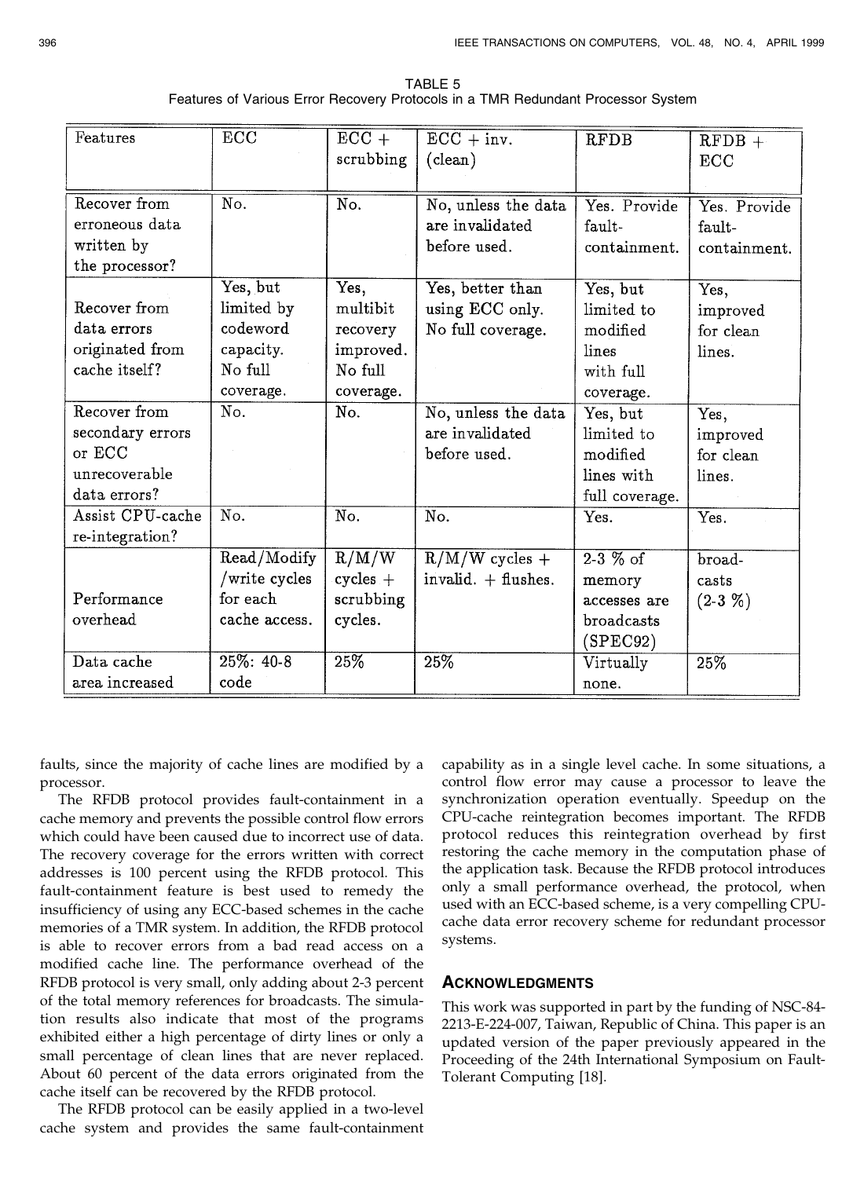TABLE 5
Features of Various Error Recovery Protocols in a TMR Redundant Processor System

| Features | ECC | ECC + scrubbing | ECC + inv. (clean) | RFDB | RFDB + ECC |
|---|---|---|---|---|---|
| Recover from erroneous data written by the processor? | No. | No. | No, unless the data are invalidated before used. | Yes. Provide fault-containment. | Yes. Provide fault-containment. |
| Recover from data errors originated from cache itself? | Yes, but limited by codeword capacity. No full coverage. | Yes, multibit recovery improved. No full coverage. | Yes, better than using ECC only. No full coverage. | Yes, but limited to modified lines with full coverage. | Yes, improved for clean lines. |
| Recover from secondary errors or ECC unrecoverable data errors? | No. | No. | No, unless the data are invalidated before used. | Yes, but limited to modified lines with full coverage. | Yes, improved for clean lines. |
| Assist CPU-cache re-integration? | No. | No. | No. | Yes. | Yes. |
| Performance overhead | Read/Modify/write cycles for each cache access. | R/M/W cycles + scrubbing cycles. | R/M/W cycles + invalid. + flushes. | 2-3 % of memory accesses are broadcasts (SPEC92) | broadcasts (2-3 %) |
| Data cache area increased | 25%: 40-8 code | 25% | 25% | Virtually none. | 25% |

faults, since the majority of cache lines are modified by a processor.

The RFDB protocol provides fault-containment in a cache memory and prevents the possible control flow errors which could have been caused due to incorrect use of data. The recovery coverage for the errors written with correct addresses is 100 percent using the RFDB protocol. This fault-containment feature is best used to remedy the insufficiency of using any ECC-based schemes in the cache memories of a TMR system. In addition, the RFDB protocol is able to recover errors from a bad read access on a modified cache line. The performance overhead of the RFDB protocol is very small, only adding about 2-3 percent of the total memory references for broadcasts. The simulation results also indicate that most of the programs exhibited either a high percentage of dirty lines or only a small percentage of clean lines that are never replaced. About 60 percent of the data errors originated from the cache itself can be recovered by the RFDB protocol.

The RFDB protocol can be easily applied in a two-level cache system and provides the same fault-containment capability as in a single level cache. In some situations, a control flow error may cause a processor to leave the synchronization operation eventually. Speedup on the CPU-cache reintegration becomes important. The RFDB protocol reduces this reintegration overhead by first restoring the cache memory in the computation phase of the application task. Because the RFDB protocol introduces only a small performance overhead, the protocol, when used with an ECC-based scheme, is a very compelling CPU-cache data error recovery scheme for redundant processor systems.

## Acknowledgments

This work was supported in part by the funding of NSC-84-2213-E-224-007, Taiwan, Republic of China. This paper is an updated version of the paper previously appeared in the Proceeding of the 24th International Symposium on Fault-Tolerant Computing [18].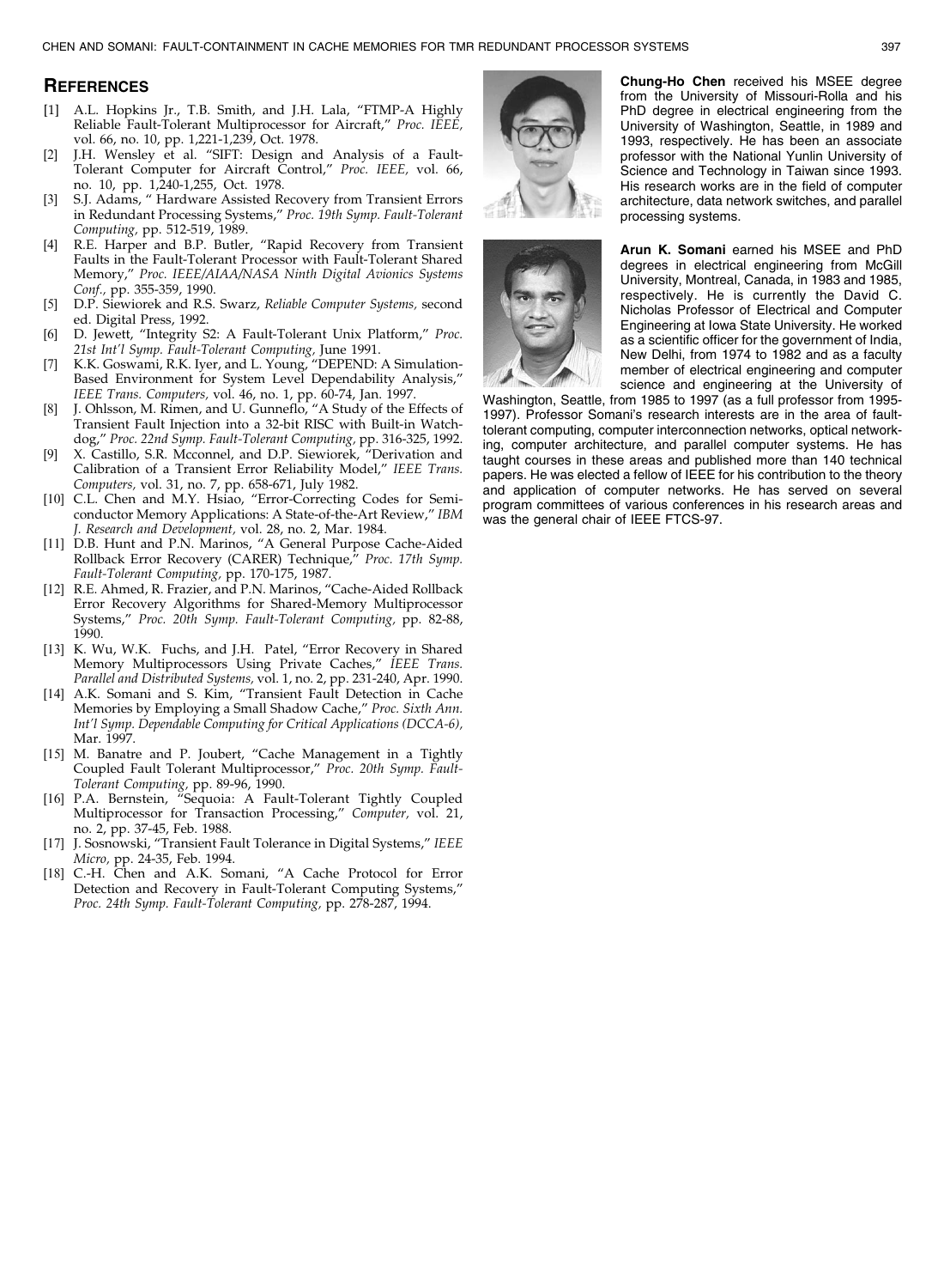## REFERENCES

[1] A.L. Hopkins Jr., T.B. Smith, and J.H. Lala, "FTMP-A Highly Reliable Fault-Tolerant Multiprocessor for Aircraft," *Proc. IEEE,* vol. 66, no. 10, pp. 1,221-1,239, Oct. 1978.

[2] J.H. Wensley et al. "SIFT: Design and Analysis of a Fault-Tolerant Computer for Aircraft Control," *Proc. IEEE,* vol. 66, no. 10, pp. 1,240-1,255, Oct. 1978.

[3] S.J. Adams, " Hardware Assisted Recovery from Transient Errors in Redundant Processing Systems," *Proc. 19th Symp. Fault-Tolerant Computing,* pp. 512-519, 1989.

[4] R.E. Harper and B.P. Butler, "Rapid Recovery from Transient Faults in the Fault-Tolerant Processor with Fault-Tolerant Shared Memory," *Proc. IEEE/AIAA/NASA Ninth Digital Avionics Systems Conf.,* pp. 355-359, 1990.

[5] D.P. Siewiorek and R.S. Swarz, *Reliable Computer Systems,* second ed. Digital Press, 1992.

[6] D. Jewett, "Integrity S2: A Fault-Tolerant Unix Platform," *Proc. 21st Int'l Symp. Fault-Tolerant Computing,* June 1991.

[7] K.K. Goswami, R.K. Iyer, and L. Young, "DEPEND: A Simulation-Based Environment for System Level Dependability Analysis," *IEEE Trans. Computers,* vol. 46, no. 1, pp. 60-74, Jan. 1997.

[8] J. Ohlsson, M. Rimen, and U. Gunneflo, "A Study of the Effects of Transient Fault Injection into a 32-bit RISC with Built-in Watchdog," *Proc. 22nd Symp. Fault-Tolerant Computing,* pp. 316-325, 1992.

[9] X. Castillo, S.R. Mcconnel, and D.P. Siewiorek, "Derivation and Calibration of a Transient Error Reliability Model," *IEEE Trans. Computers,* vol. 31, no. 7, pp. 658-671, July 1982.

[10] C.L. Chen and M.Y. Hsiao, "Error-Correcting Codes for Semiconductor Memory Applications: A State-of-the-Art Review," *IBM J. Research and Development,* vol. 28, no. 2, Mar. 1984.

[11] D.B. Hunt and P.N. Marinos, "A General Purpose Cache-Aided Rollback Error Recovery (CARER) Technique," *Proc. 17th Symp. Fault-Tolerant Computing,* pp. 170-175, 1987.

[12] R.E. Ahmed, R. Frazier, and P.N. Marinos, "Cache-Aided Rollback Error Recovery Algorithms for Shared-Memory Multiprocessor Systems," *Proc. 20th Symp. Fault-Tolerant Computing,* pp. 82-88, 1990.

[13] K. Wu, W.K. Fuchs, and J.H. Patel, "Error Recovery in Shared Memory Multiprocessors Using Private Caches," *IEEE Trans. Parallel and Distributed Systems,* vol. 1, no. 2, pp. 231-240, Apr. 1990.

[14] A.K. Somani and S. Kim, "Transient Fault Detection in Cache Memories by Employing a Small Shadow Cache," *Proc. Sixth Ann. Int'l Symp. Dependable Computing for Critical Applications (DCCA-6),* Mar. 1997.

[15] M. Banatre and P. Joubert, "Cache Management in a Tightly Coupled Fault Tolerant Multiprocessor," *Proc. 20th Symp. Fault-Tolerant Computing,* pp. 89-96, 1990.

[16] P.A. Bernstein, "Sequoia: A Fault-Tolerant Tightly Coupled Multiprocessor for Transaction Processing," *Computer,* vol. 21, no. 2, pp. 37-45, Feb. 1988.

[17] J. Sosnowski, "Transient Fault Tolerance in Digital Systems," *IEEE Micro,* pp. 24-35, Feb. 1994.

[18] C.-H. Chen and A.K. Somani, "A Cache Protocol for Error Detection and Recovery in Fault-Tolerant Computing Systems," *Proc. 24th Symp. Fault-Tolerant Computing,* pp. 278-287, 1994.

**Chung-Ho Chen** received his MSEE degree from the University of Missouri-Rolla and his PhD degree in electrical engineering from the University of Washington, Seattle, in 1989 and 1993, respectively. He has been an associate professor with the National Yunlin University of Science and Technology in Taiwan since 1993. His research works are in the field of computer architecture, data network switches, and parallel processing systems.

**Arun K. Somani** earned his MSEE and PhD degrees in electrical engineering from McGill University, Montreal, Canada, in 1983 and 1985, respectively. He is currently the David C. Nicholas Professor of Electrical and Computer Engineering at Iowa State University. He worked as a scientific officer for the government of India, New Delhi, from 1974 to 1982 and as a faculty member of electrical engineering and computer science and engineering at the University of Washington, Seattle, from 1985 to 1997 (as a full professor from 1995-1997). Professor Somani's research interests are in the area of fault-tolerant computing, computer interconnection networks, optical networking, computer architecture, and parallel computer systems. He has taught courses in these areas and published more than 140 technical papers. He was elected a fellow of IEEE for his contribution to the theory and application of computer networks. He has served on several program committees of various conferences in his research areas and was the general chair of IEEE FTCS-97.